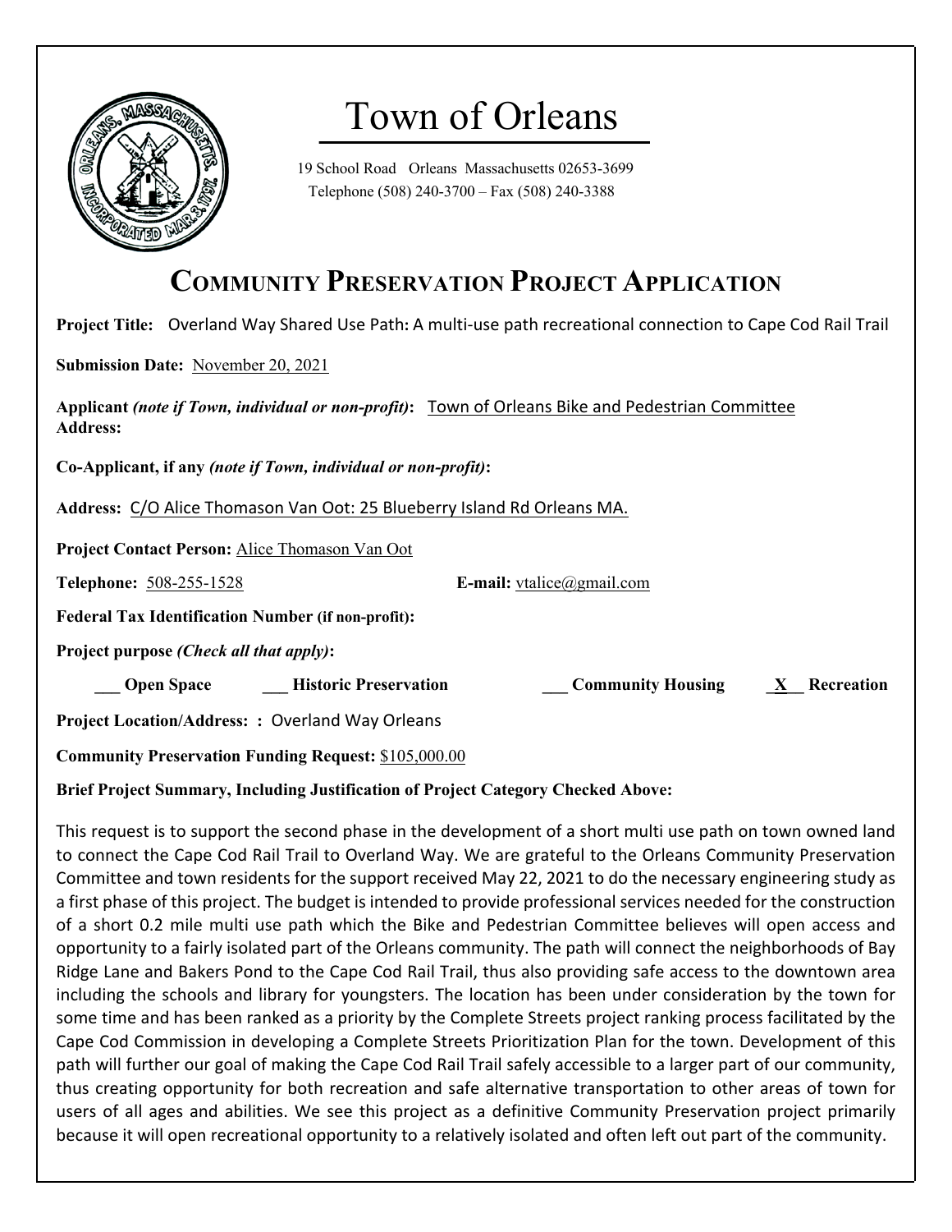# Town of Orleans

19 School Road Orleans Massachusetts 02653-3699
Telephone (508) 240-3700 – Fax (508) 240-3388

## COMMUNITY PRESERVATION PROJECT APPLICATION

**Project Title:** Overland Way Shared Use Path: A multi-use path recreational connection to Cape Cod Rail Trail

**Submission Date:** November 20, 2021

**Applicant *(note if Town, individual or non-profit)*:** Town of Orleans Bike and Pedestrian Committee
**Address:**

**Co-Applicant, if any *(note if Town, individual or non-profit)*:**

**Address:** C/O Alice Thomason Van Oot: 25 Blueberry Island Rd Orleans MA.

**Project Contact Person:** Alice Thomason Van Oot

**Telephone:** 508-255-1528 **E-mail:** vtalice@gmail.com

**Federal Tax Identification Number (if non-profit):**

**Project purpose *(Check all that apply)*:**

**___ Open Space ___ Historic Preservation ___ Community Housing _X__ Recreation**

**Project Location/Address: :** Overland Way Orleans

**Community Preservation Funding Request:** $105,000.00

**Brief Project Summary, Including Justification of Project Category Checked Above:**

This request is to support the second phase in the development of a short multi use path on town owned land to connect the Cape Cod Rail Trail to Overland Way. We are grateful to the Orleans Community Preservation Committee and town residents for the support received May 22, 2021 to do the necessary engineering study as a first phase of this project. The budget is intended to provide professional services needed for the construction of a short 0.2 mile multi use path which the Bike and Pedestrian Committee believes will open access and opportunity to a fairly isolated part of the Orleans community. The path will connect the neighborhoods of Bay Ridge Lane and Bakers Pond to the Cape Cod Rail Trail, thus also providing safe access to the downtown area including the schools and library for youngsters. The location has been under consideration by the town for some time and has been ranked as a priority by the Complete Streets project ranking process facilitated by the Cape Cod Commission in developing a Complete Streets Prioritization Plan for the town. Development of this path will further our goal of making the Cape Cod Rail Trail safely accessible to a larger part of our community, thus creating opportunity for both recreation and safe alternative transportation to other areas of town for users of all ages and abilities. We see this project as a definitive Community Preservation project primarily because it will open recreational opportunity to a relatively isolated and often left out part of the community.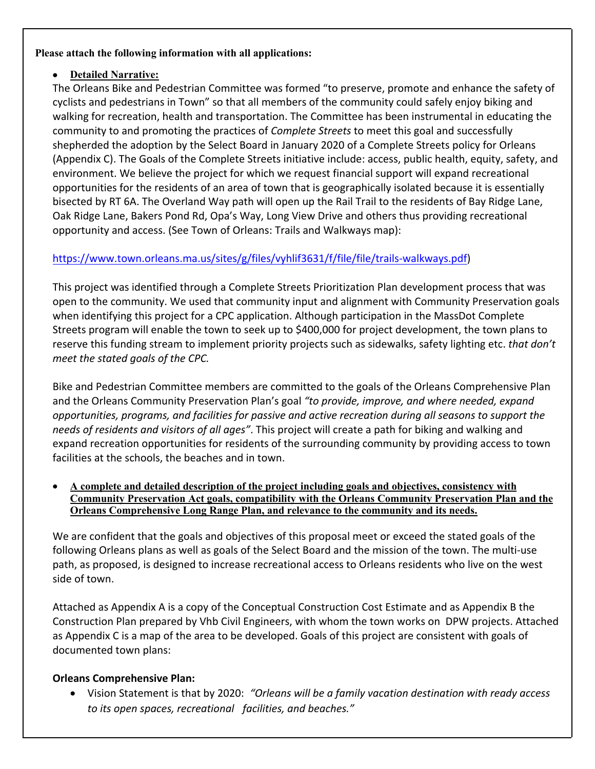**Please attach the following information with all applications:**

- **Detailed Narrative:**

The Orleans Bike and Pedestrian Committee was formed "to preserve, promote and enhance the safety of cyclists and pedestrians in Town" so that all members of the community could safely enjoy biking and walking for recreation, health and transportation. The Committee has been instrumental in educating the community to and promoting the practices of *Complete Streets* to meet this goal and successfully shepherded the adoption by the Select Board in January 2020 of a Complete Streets policy for Orleans (Appendix C). The Goals of the Complete Streets initiative include: access, public health, equity, safety, and environment. We believe the project for which we request financial support will expand recreational opportunities for the residents of an area of town that is geographically isolated because it is essentially bisected by RT 6A. The Overland Way path will open up the Rail Trail to the residents of Bay Ridge Lane, Oak Ridge Lane, Bakers Pond Rd, Opa's Way, Long View Drive and others thus providing recreational opportunity and access. (See Town of Orleans: Trails and Walkways map):

https://www.town.orleans.ma.us/sites/g/files/vyhlif3631/f/file/file/trails-walkways.pdf)

This project was identified through a Complete Streets Prioritization Plan development process that was open to the community. We used that community input and alignment with Community Preservation goals when identifying this project for a CPC application. Although participation in the MassDot Complete Streets program will enable the town to seek up to $400,000 for project development, the town plans to reserve this funding stream to implement priority projects such as sidewalks, safety lighting etc. *that don't meet the stated goals of the CPC.*

Bike and Pedestrian Committee members are committed to the goals of the Orleans Comprehensive Plan and the Orleans Community Preservation Plan's goal *"to provide, improve, and where needed, expand opportunities, programs, and facilities for passive and active recreation during all seasons to support the needs of residents and visitors of all ages"*. This project will create a path for biking and walking and expand recreation opportunities for residents of the surrounding community by providing access to town facilities at the schools, the beaches and in town.

- **A complete and detailed description of the project including goals and objectives, consistency with Community Preservation Act goals, compatibility with the Orleans Community Preservation Plan and the Orleans Comprehensive Long Range Plan, and relevance to the community and its needs.**

We are confident that the goals and objectives of this proposal meet or exceed the stated goals of the following Orleans plans as well as goals of the Select Board and the mission of the town. The multi-use path, as proposed, is designed to increase recreational access to Orleans residents who live on the west side of town.

Attached as Appendix A is a copy of the Conceptual Construction Cost Estimate and as Appendix B the Construction Plan prepared by Vhb Civil Engineers, with whom the town works on DPW projects. Attached as Appendix C is a map of the area to be developed. Goals of this project are consistent with goals of documented town plans:

**Orleans Comprehensive Plan:**

- Vision Statement is that by 2020: *"Orleans will be a family vacation destination with ready access to its open spaces, recreational facilities, and beaches."*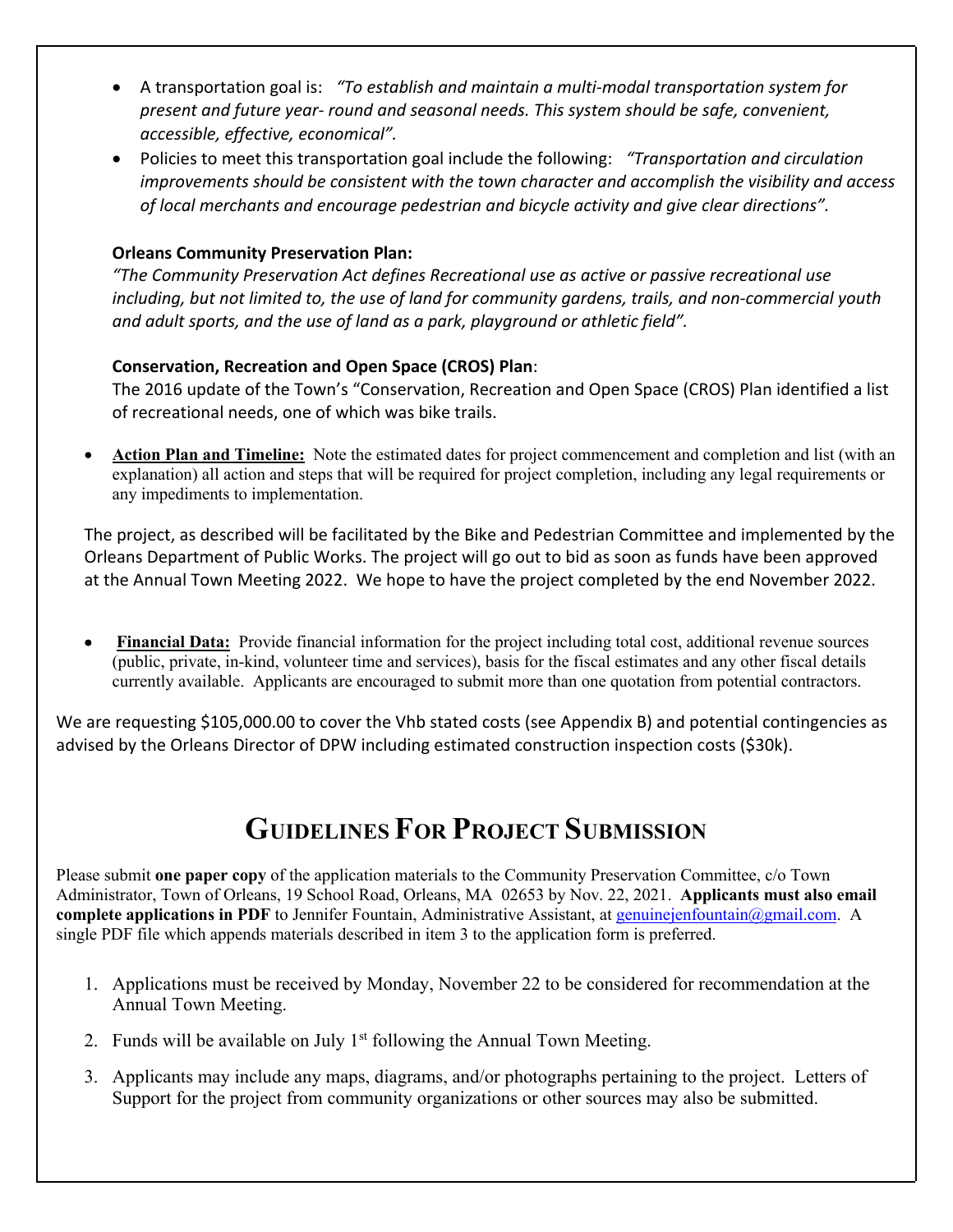- A transportation goal is: *"To establish and maintain a multi-modal transportation system for present and future year- round and seasonal needs. This system should be safe, convenient, accessible, effective, economical".*
- Policies to meet this transportation goal include the following: *"Transportation and circulation improvements should be consistent with the town character and accomplish the visibility and access of local merchants and encourage pedestrian and bicycle activity and give clear directions".*

**Orleans Community Preservation Plan:**

*"The Community Preservation Act defines Recreational use as active or passive recreational use including, but not limited to, the use of land for community gardens, trails, and non-commercial youth and adult sports, and the use of land as a park, playground or athletic field".*

**Conservation, Recreation and Open Space (CROS) Plan**:

The 2016 update of the Town's "Conservation, Recreation and Open Space (CROS) Plan identified a list of recreational needs, one of which was bike trails.

- **Action Plan and Timeline:** Note the estimated dates for project commencement and completion and list (with an explanation) all action and steps that will be required for project completion, including any legal requirements or any impediments to implementation.

The project, as described will be facilitated by the Bike and Pedestrian Committee and implemented by the Orleans Department of Public Works. The project will go out to bid as soon as funds have been approved at the Annual Town Meeting 2022. We hope to have the project completed by the end November 2022.

- **Financial Data:** Provide financial information for the project including total cost, additional revenue sources (public, private, in-kind, volunteer time and services), basis for the fiscal estimates and any other fiscal details currently available. Applicants are encouraged to submit more than one quotation from potential contractors.

We are requesting $105,000.00 to cover the Vhb stated costs (see Appendix B) and potential contingencies as advised by the Orleans Director of DPW including estimated construction inspection costs ($30k).

# Guidelines For Project Submission

Please submit **one paper copy** of the application materials to the Community Preservation Committee, c/o Town Administrator, Town of Orleans, 19 School Road, Orleans, MA 02653 by Nov. 22, 2021. **Applicants must also email complete applications in PDF** to Jennifer Fountain, Administrative Assistant, at genuinejenfountain@gmail.com. A single PDF file which appends materials described in item 3 to the application form is preferred.

1. Applications must be received by Monday, November 22 to be considered for recommendation at the Annual Town Meeting.
2. Funds will be available on July 1st following the Annual Town Meeting.
3. Applicants may include any maps, diagrams, and/or photographs pertaining to the project. Letters of Support for the project from community organizations or other sources may also be submitted.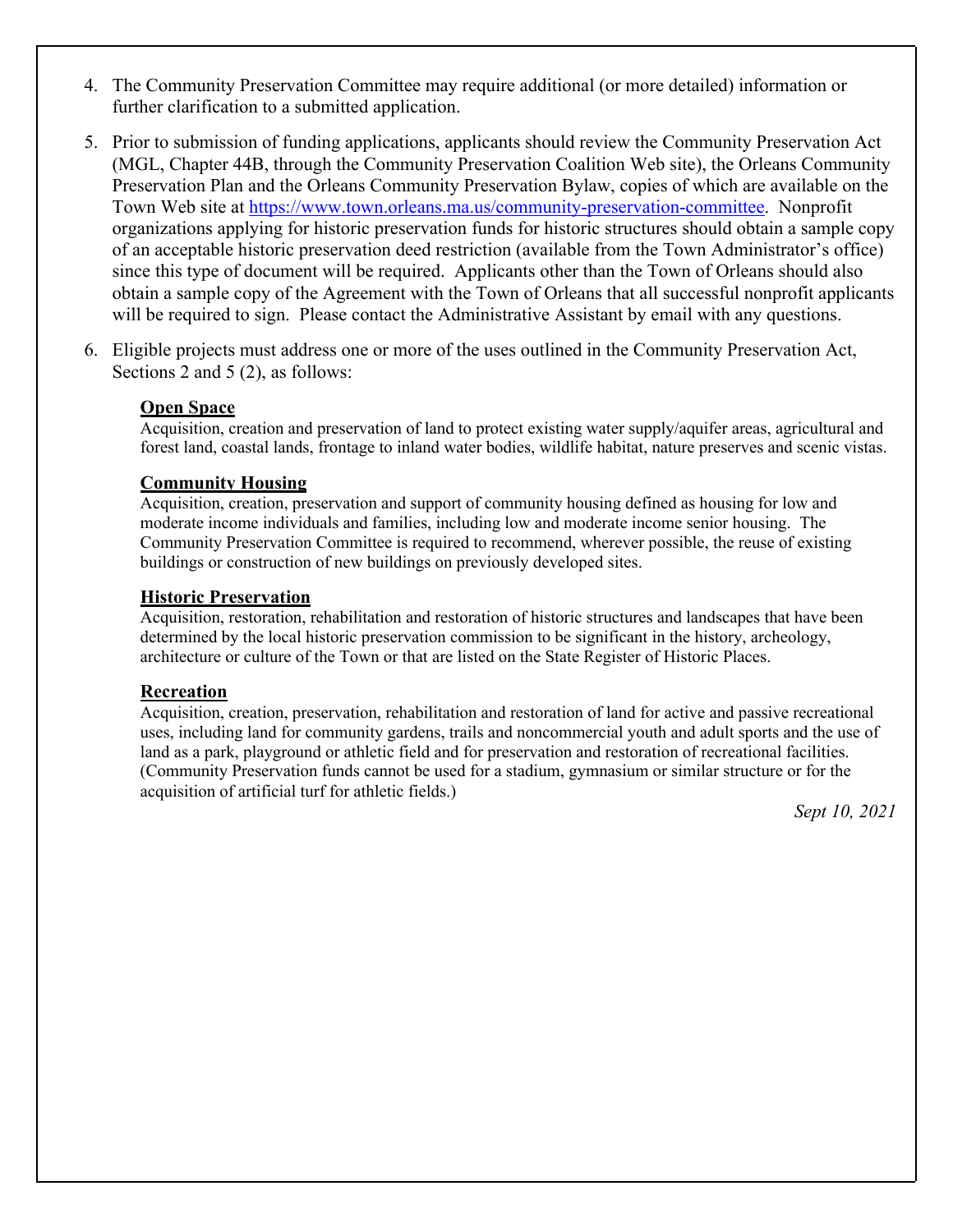4. The Community Preservation Committee may require additional (or more detailed) information or further clarification to a submitted application.

5. Prior to submission of funding applications, applicants should review the Community Preservation Act (MGL, Chapter 44B, through the Community Preservation Coalition Web site), the Orleans Community Preservation Plan and the Orleans Community Preservation Bylaw, copies of which are available on the Town Web site at [https://www.town.orleans.ma.us/community-preservation-committee](https://www.town.orleans.ma.us/community-preservation-committee). Nonprofit organizations applying for historic preservation funds for historic structures should obtain a sample copy of an acceptable historic preservation deed restriction (available from the Town Administrator's office) since this type of document will be required. Applicants other than the Town of Orleans should also obtain a sample copy of the Agreement with the Town of Orleans that all successful nonprofit applicants will be required to sign. Please contact the Administrative Assistant by email with any questions.

6. Eligible projects must address one or more of the uses outlined in the Community Preservation Act, Sections 2 and 5 (2), as follows:

   **Open Space**
   Acquisition, creation and preservation of land to protect existing water supply/aquifer areas, agricultural and forest land, coastal lands, frontage to inland water bodies, wildlife habitat, nature preserves and scenic vistas.

   **Community Housing**
   Acquisition, creation, preservation and support of community housing defined as housing for low and moderate income individuals and families, including low and moderate income senior housing. The Community Preservation Committee is required to recommend, wherever possible, the reuse of existing buildings or construction of new buildings on previously developed sites.

   **Historic Preservation**
   Acquisition, restoration, rehabilitation and restoration of historic structures and landscapes that have been determined by the local historic preservation commission to be significant in the history, archeology, architecture or culture of the Town or that are listed on the State Register of Historic Places.

   **Recreation**
   Acquisition, creation, preservation, rehabilitation and restoration of land for active and passive recreational uses, including land for community gardens, trails and noncommercial youth and adult sports and the use of land as a park, playground or athletic field and for preservation and restoration of recreational facilities. (Community Preservation funds cannot be used for a stadium, gymnasium or similar structure or for the acquisition of artificial turf for athletic fields.)

*Sept 10, 2021*